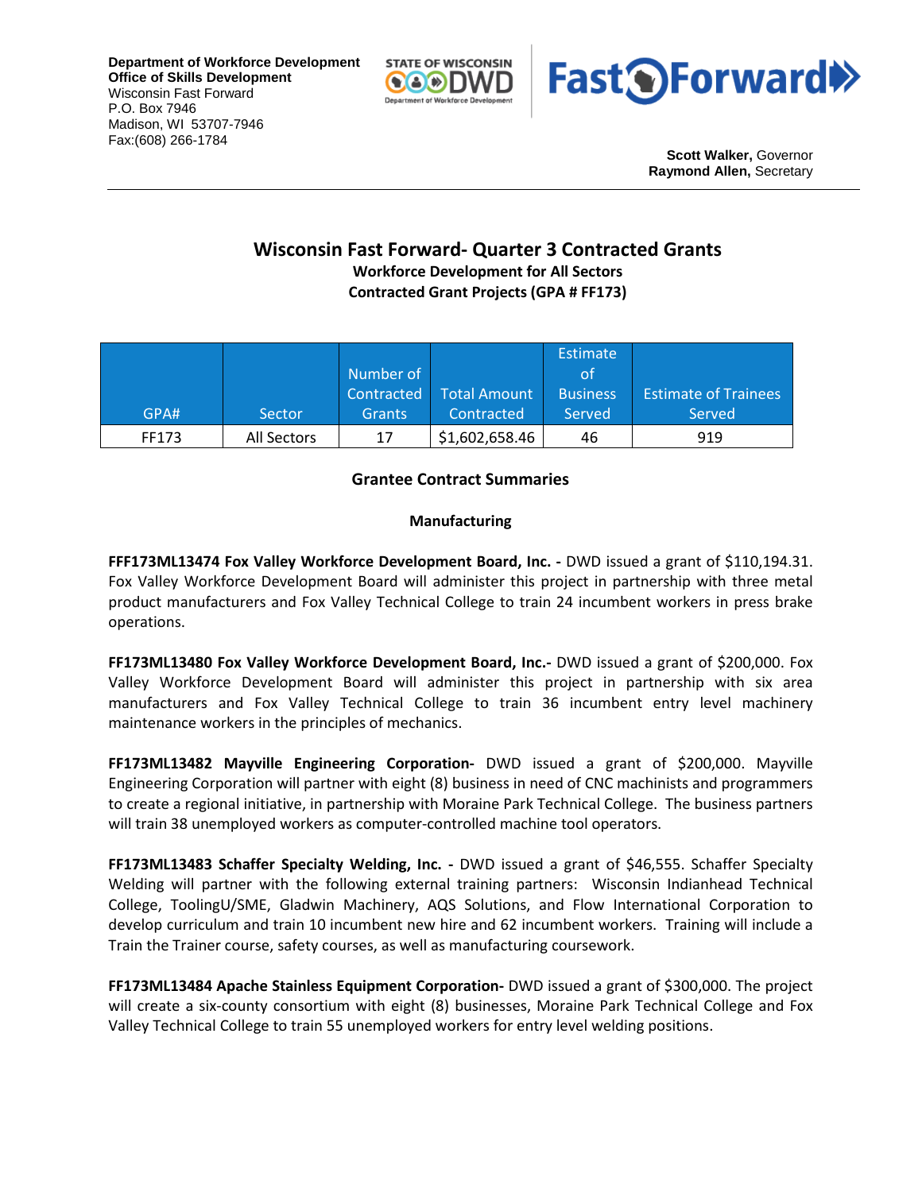**Department of Workforce Development**
**Office of Skills Development**
Wisconsin Fast Forward
P.O. Box 7946
Madison, WI 53707-7946
Fax:(608) 266-1784

**Scott Walker,** Governor
**Raymond Allen,** Secretary

# Wisconsin Fast Forward- Quarter 3 Contracted Grants

**Workforce Development for All Sectors**

**Contracted Grant Projects (GPA # FF173)**

| GPA# | Sector | Number of Contracted Grants | Total Amount Contracted | Estimate of Business Served | Estimate of Trainees Served |
|---|---|---|---|---|---|
| FF173 | All Sectors | 17 | $1,602,658.46 | 46 | 919 |

## Grantee Contract Summaries

### Manufacturing

**FFF173ML13474 Fox Valley Workforce Development Board, Inc. -** DWD issued a grant of $110,194.31. Fox Valley Workforce Development Board will administer this project in partnership with three metal product manufacturers and Fox Valley Technical College to train 24 incumbent workers in press brake operations.

**FF173ML13480 Fox Valley Workforce Development Board, Inc.-** DWD issued a grant of $200,000. Fox Valley Workforce Development Board will administer this project in partnership with six area manufacturers and Fox Valley Technical College to train 36 incumbent entry level machinery maintenance workers in the principles of mechanics.

**FF173ML13482 Mayville Engineering Corporation-** DWD issued a grant of $200,000. Mayville Engineering Corporation will partner with eight (8) business in need of CNC machinists and programmers to create a regional initiative, in partnership with Moraine Park Technical College. The business partners will train 38 unemployed workers as computer-controlled machine tool operators.

**FF173ML13483 Schaffer Specialty Welding, Inc. -** DWD issued a grant of $46,555. Schaffer Specialty Welding will partner with the following external training partners: Wisconsin Indianhead Technical College, ToolingU/SME, Gladwin Machinery, AQS Solutions, and Flow International Corporation to develop curriculum and train 10 incumbent new hire and 62 incumbent workers. Training will include a Train the Trainer course, safety courses, as well as manufacturing coursework.

**FF173ML13484 Apache Stainless Equipment Corporation-** DWD issued a grant of $300,000. The project will create a six-county consortium with eight (8) businesses, Moraine Park Technical College and Fox Valley Technical College to train 55 unemployed workers for entry level welding positions.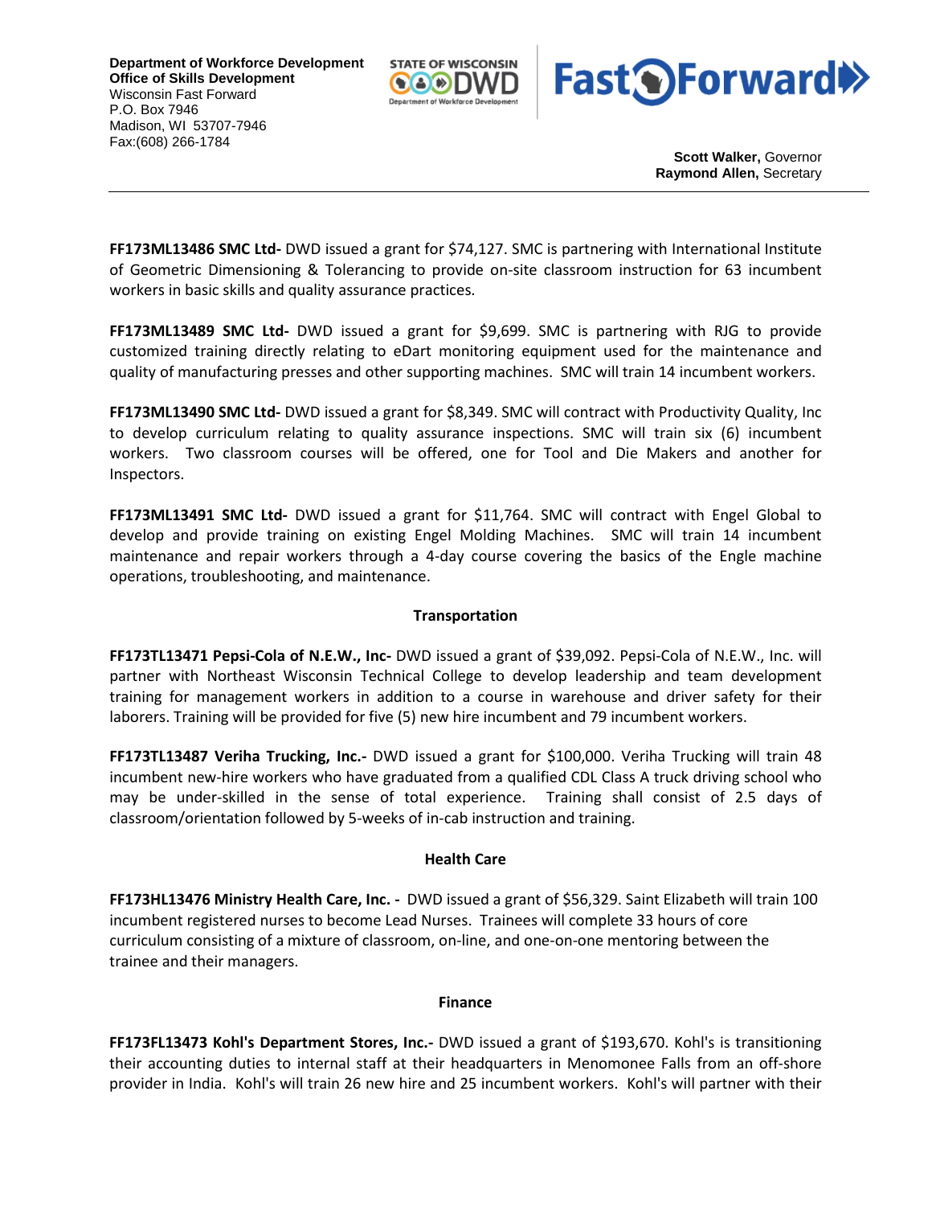**FF173ML13486 SMC Ltd-** DWD issued a grant for $74,127. SMC is partnering with International Institute of Geometric Dimensioning & Tolerancing to provide on-site classroom instruction for 63 incumbent workers in basic skills and quality assurance practices.

**FF173ML13489 SMC Ltd-** DWD issued a grant for $9,699. SMC is partnering with RJG to provide customized training directly relating to eDart monitoring equipment used for the maintenance and quality of manufacturing presses and other supporting machines. SMC will train 14 incumbent workers.

**FF173ML13490 SMC Ltd-** DWD issued a grant for $8,349. SMC will contract with Productivity Quality, Inc to develop curriculum relating to quality assurance inspections. SMC will train six (6) incumbent workers. Two classroom courses will be offered, one for Tool and Die Makers and another for Inspectors.

**FF173ML13491 SMC Ltd-** DWD issued a grant for $11,764. SMC will contract with Engel Global to develop and provide training on existing Engel Molding Machines. SMC will train 14 incumbent maintenance and repair workers through a 4-day course covering the basics of the Engle machine operations, troubleshooting, and maintenance.

**Transportation**

**FF173TL13471 Pepsi-Cola of N.E.W., Inc-** DWD issued a grant of $39,092. Pepsi-Cola of N.E.W., Inc. will partner with Northeast Wisconsin Technical College to develop leadership and team development training for management workers in addition to a course in warehouse and driver safety for their laborers. Training will be provided for five (5) new hire incumbent and 79 incumbent workers.

**FF173TL13487 Veriha Trucking, Inc.-** DWD issued a grant for $100,000. Veriha Trucking will train 48 incumbent new-hire workers who have graduated from a qualified CDL Class A truck driving school who may be under-skilled in the sense of total experience. Training shall consist of 2.5 days of classroom/orientation followed by 5-weeks of in-cab instruction and training.

**Health Care**

**FF173HL13476 Ministry Health Care, Inc. -** DWD issued a grant of $56,329. Saint Elizabeth will train 100 incumbent registered nurses to become Lead Nurses. Trainees will complete 33 hours of core curriculum consisting of a mixture of classroom, on-line, and one-on-one mentoring between the trainee and their managers.

**Finance**

**FF173FL13473 Kohl's Department Stores, Inc.-** DWD issued a grant of $193,670. Kohl's is transitioning their accounting duties to internal staff at their headquarters in Menomonee Falls from an off-shore provider in India. Kohl's will train 26 new hire and 25 incumbent workers. Kohl's will partner with their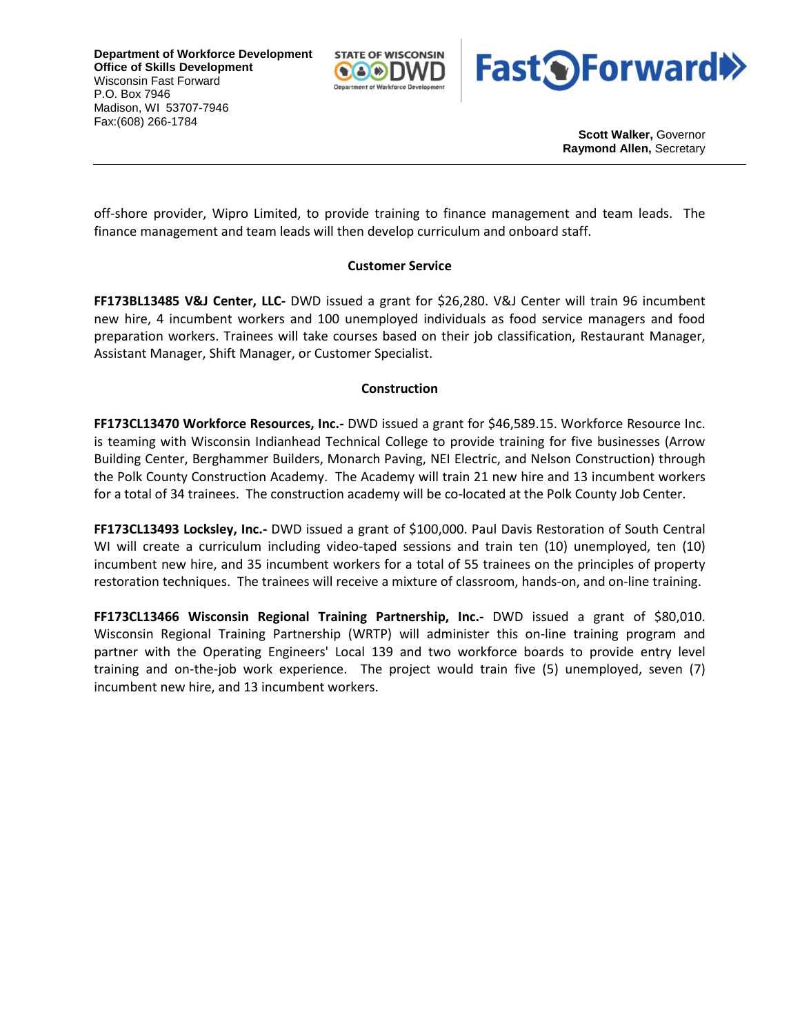off-shore provider, Wipro Limited, to provide training to finance management and team leads. The finance management and team leads will then develop curriculum and onboard staff.

### Customer Service

**FF173BL13485 V&J Center, LLC-** DWD issued a grant for $26,280. V&J Center will train 96 incumbent new hire, 4 incumbent workers and 100 unemployed individuals as food service managers and food preparation workers. Trainees will take courses based on their job classification, Restaurant Manager, Assistant Manager, Shift Manager, or Customer Specialist.

### Construction

**FF173CL13470 Workforce Resources, Inc.-** DWD issued a grant for $46,589.15. Workforce Resource Inc. is teaming with Wisconsin Indianhead Technical College to provide training for five businesses (Arrow Building Center, Berghammer Builders, Monarch Paving, NEI Electric, and Nelson Construction) through the Polk County Construction Academy. The Academy will train 21 new hire and 13 incumbent workers for a total of 34 trainees. The construction academy will be co-located at the Polk County Job Center.

**FF173CL13493 Locksley, Inc.-** DWD issued a grant of $100,000. Paul Davis Restoration of South Central WI will create a curriculum including video-taped sessions and train ten (10) unemployed, ten (10) incumbent new hire, and 35 incumbent workers for a total of 55 trainees on the principles of property restoration techniques. The trainees will receive a mixture of classroom, hands-on, and on-line training.

**FF173CL13466 Wisconsin Regional Training Partnership, Inc.-** DWD issued a grant of $80,010. Wisconsin Regional Training Partnership (WRTP) will administer this on-line training program and partner with the Operating Engineers' Local 139 and two workforce boards to provide entry level training and on-the-job work experience. The project would train five (5) unemployed, seven (7) incumbent new hire, and 13 incumbent workers.